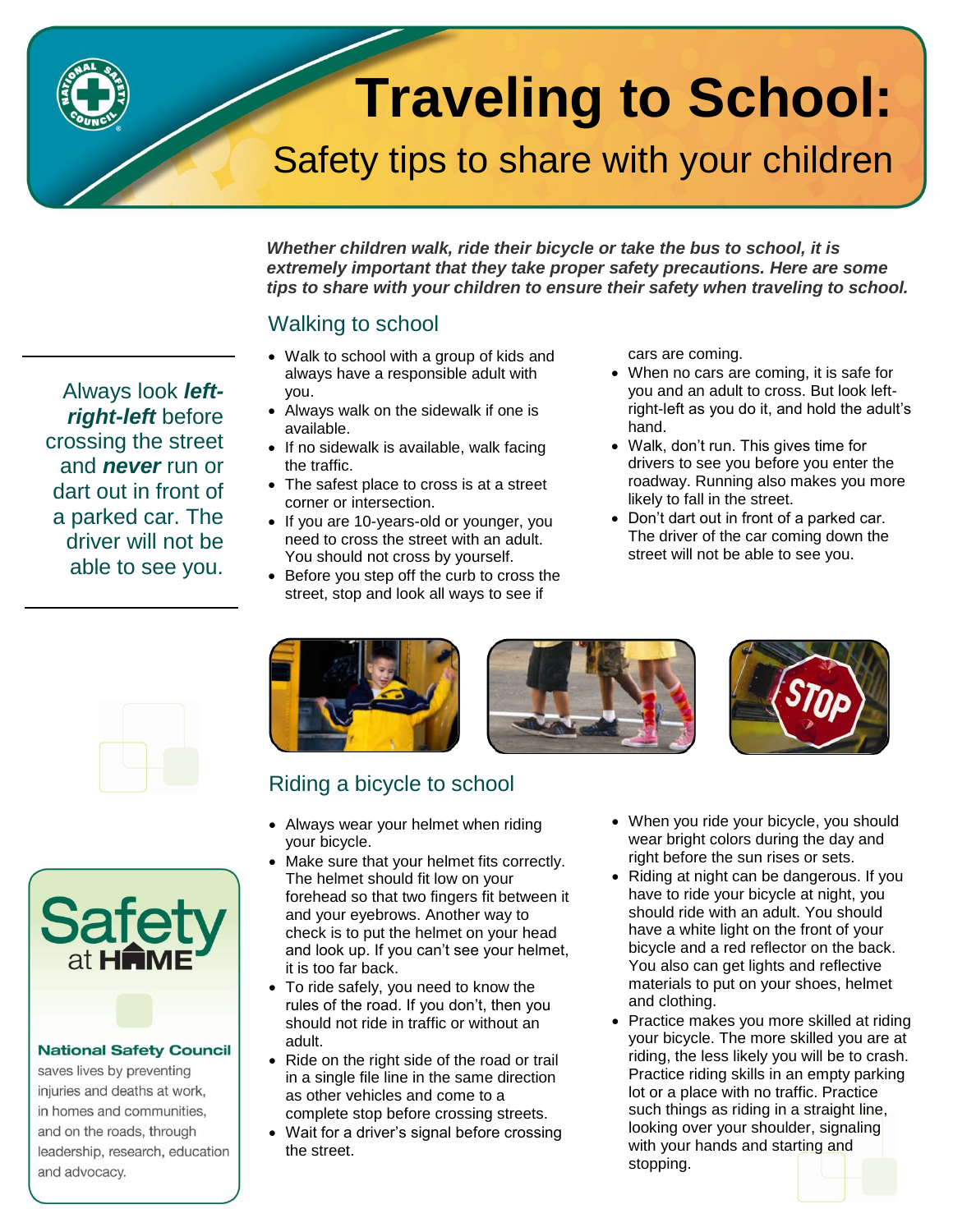# Traveling to School:

## Safety tips to share with your children

***Whether children walk, ride their bicycle or take the bus to school, it is extremely important that they take proper safety precautions. Here are some tips to share with your children to ensure their safety when traveling to school.***

Always look ***left-right-left*** before crossing the street and ***never*** run or dart out in front of a parked car. The driver will not be able to see you.

### Walking to school

- Walk to school with a group of kids and always have a responsible adult with you.
- Always walk on the sidewalk if one is available.
- If no sidewalk is available, walk facing the traffic.
- The safest place to cross is at a street corner or intersection.
- If you are 10-years-old or younger, you need to cross the street with an adult. You should not cross by yourself.
- Before you step off the curb to cross the street, stop and look all ways to see if cars are coming.
- When no cars are coming, it is safe for you and an adult to cross. But look left-right-left as you do it, and hold the adult's hand.
- Walk, don't run. This gives time for drivers to see you before you enter the roadway. Running also makes you more likely to fall in the street.
- Don't dart out in front of a parked car. The driver of the car coming down the street will not be able to see you.

### Riding a bicycle to school

- Always wear your helmet when riding your bicycle.
- Make sure that your helmet fits correctly. The helmet should fit low on your forehead so that two fingers fit between it and your eyebrows. Another way to check is to put the helmet on your head and look up. If you can't see your helmet, it is too far back.
- To ride safely, you need to know the rules of the road. If you don't, then you should not ride in traffic or without an adult.
- Ride on the right side of the road or trail in a single file line in the same direction as other vehicles and come to a complete stop before crossing streets.
- Wait for a driver's signal before crossing the street.
- When you ride your bicycle, you should wear bright colors during the day and right before the sun rises or sets.
- Riding at night can be dangerous. If you have to ride your bicycle at night, you should ride with an adult. You should have a white light on the front of your bicycle and a red reflector on the back. You also can get lights and reflective materials to put on your shoes, helmet and clothing.
- Practice makes you more skilled at riding your bicycle. The more skilled you are at riding, the less likely you will be to crash. Practice riding skills in an empty parking lot or a place with no traffic. Practice such things as riding in a straight line, looking over your shoulder, signaling with your hands and starting and stopping.

Safety at HOME

**National Safety Council** saves lives by preventing injuries and deaths at work, in homes and communities, and on the roads, through leadership, research, education and advocacy.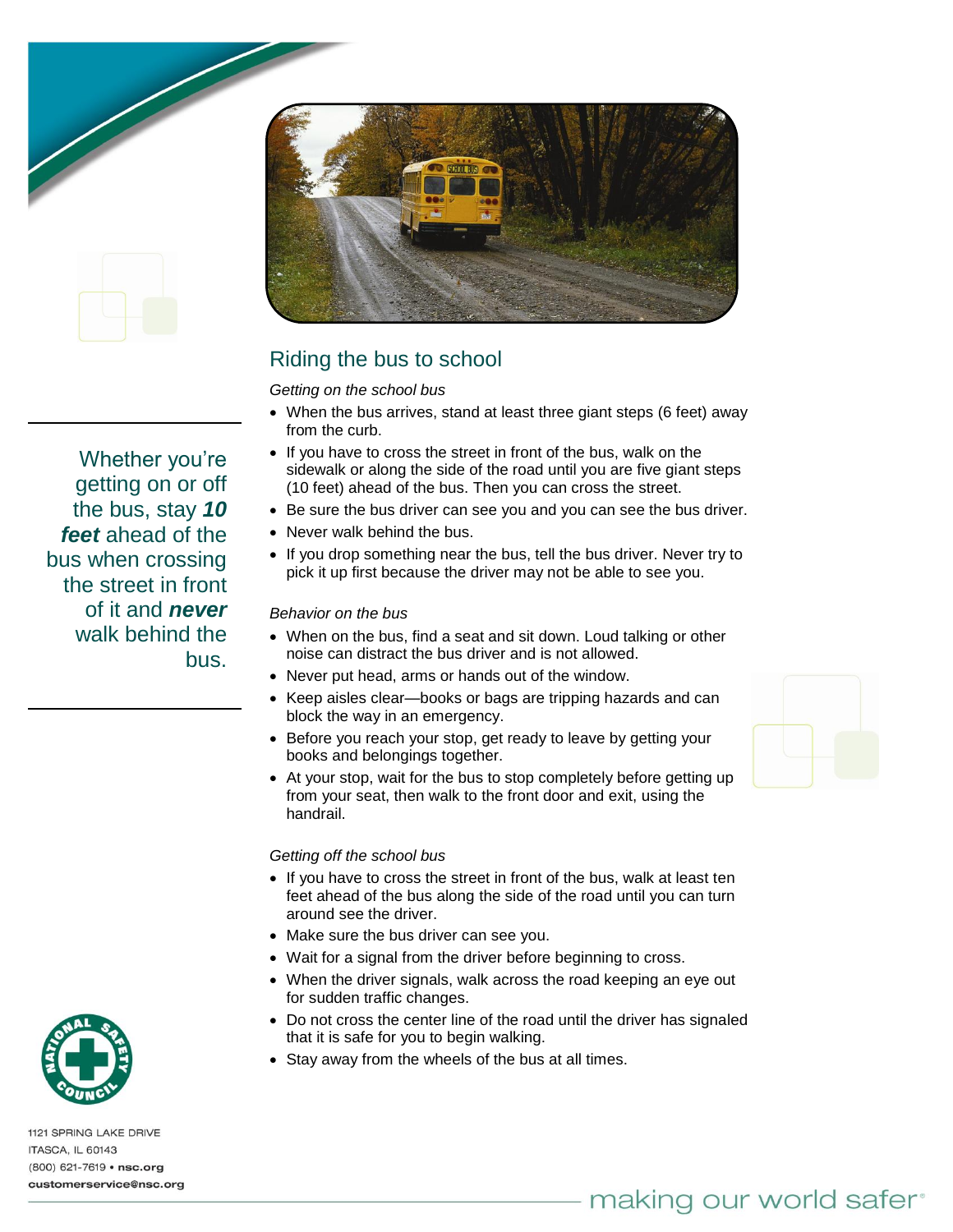## Riding the bus to school

*Getting on the school bus*

- When the bus arrives, stand at least three giant steps (6 feet) away from the curb.
- If you have to cross the street in front of the bus, walk on the sidewalk or along the side of the road until you are five giant steps (10 feet) ahead of the bus. Then you can cross the street.
- Be sure the bus driver can see you and you can see the bus driver.
- Never walk behind the bus.
- If you drop something near the bus, tell the bus driver. Never try to pick it up first because the driver may not be able to see you.

*Behavior on the bus*

- When on the bus, find a seat and sit down. Loud talking or other noise can distract the bus driver and is not allowed.
- Never put head, arms or hands out of the window.
- Keep aisles clear—books or bags are tripping hazards and can block the way in an emergency.
- Before you reach your stop, get ready to leave by getting your books and belongings together.
- At your stop, wait for the bus to stop completely before getting up from your seat, then walk to the front door and exit, using the handrail.

*Getting off the school bus*

- If you have to cross the street in front of the bus, walk at least ten feet ahead of the bus along the side of the road until you can turn around see the driver.
- Make sure the bus driver can see you.
- Wait for a signal from the driver before beginning to cross.
- When the driver signals, walk across the road keeping an eye out for sudden traffic changes.
- Do not cross the center line of the road until the driver has signaled that it is safe for you to begin walking.
- Stay away from the wheels of the bus at all times.

Whether you're getting on or off the bus, stay ***10 feet*** ahead of the bus when crossing the street in front of it and ***never*** walk behind the bus.

1121 SPRING LAKE DRIVE
ITASCA, IL 60143
(800) 621-7619 • **nsc.org**
**customerservice@nsc.org**

making our world safer®